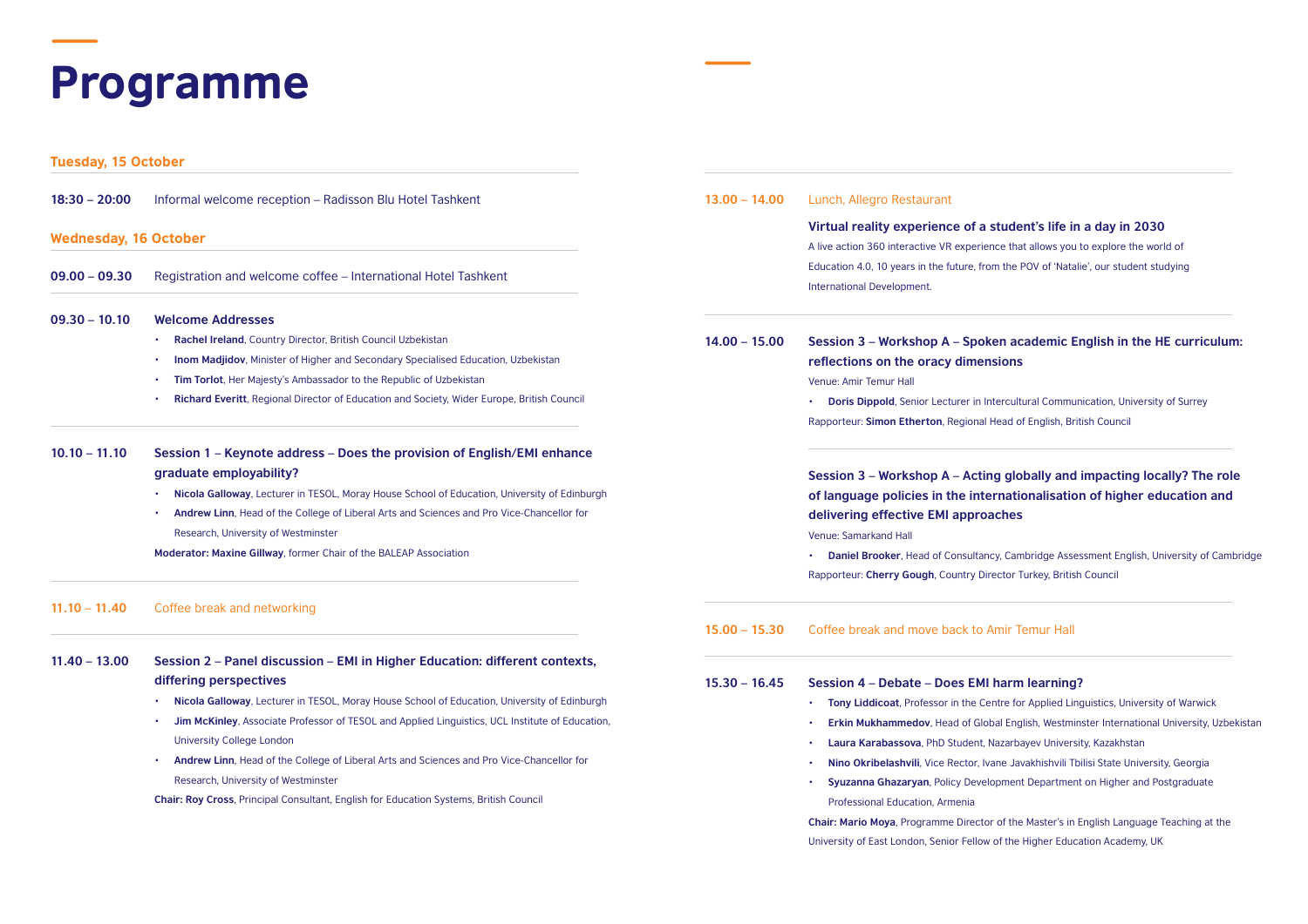# Programme

## Tuesday, 15 October

**18:30 – 20:00** Informal welcome reception – Radisson Blu Hotel Tashkent

## Wednesday, 16 October

**09.00 – 09.30** Registration and welcome coffee – International Hotel Tashkent

**09.30 – 10.10** **Welcome Addresses**

- **Rachel Ireland**, Country Director, British Council Uzbekistan
- **Inom Madjidov**, Minister of Higher and Secondary Specialised Education, Uzbekistan
- **Tim Torlot**, Her Majesty's Ambassador to the Republic of Uzbekistan
- **Richard Everitt**, Regional Director of Education and Society, Wider Europe, British Council

**10.10 – 11.10** **Session 1 – Keynote address – Does the provision of English/EMI enhance graduate employability?**

- **Nicola Galloway**, Lecturer in TESOL, Moray House School of Education, University of Edinburgh
- **Andrew Linn**, Head of the College of Liberal Arts and Sciences and Pro Vice-Chancellor for Research, University of Westminster

**Moderator: Maxine Gillway**, former Chair of the BALEAP Association

**11.10 – 11.40** Coffee break and networking

**11.40 – 13.00** **Session 2 – Panel discussion – EMI in Higher Education: different contexts, differing perspectives**

- **Nicola Galloway**, Lecturer in TESOL, Moray House School of Education, University of Edinburgh
- **Jim McKinley**, Associate Professor of TESOL and Applied Linguistics, UCL Institute of Education, University College London
- **Andrew Linn**, Head of the College of Liberal Arts and Sciences and Pro Vice-Chancellor for Research, University of Westminster

**Chair: Roy Cross**, Principal Consultant, English for Education Systems, British Council

**13.00 – 14.00** Lunch, Allegro Restaurant

**Virtual reality experience of a student's life in a day in 2030**

A live action 360 interactive VR experience that allows you to explore the world of Education 4.0, 10 years in the future, from the POV of 'Natalie', our student studying International Development.

**14.00 – 15.00** **Session 3 – Workshop A – Spoken academic English in the HE curriculum: reflections on the oracy dimensions**

Venue: Amir Temur Hall

- **Doris Dippold**, Senior Lecturer in Intercultural Communication, University of Surrey

Rapporteur: **Simon Etherton**, Regional Head of English, British Council

**Session 3 – Workshop A – Acting globally and impacting locally? The role of language policies in the internationalisation of higher education and delivering effective EMI approaches**

Venue: Samarkand Hall

- **Daniel Brooker**, Head of Consultancy, Cambridge Assessment English, University of Cambridge

Rapporteur: **Cherry Gough**, Country Director Turkey, British Council

**15.00 – 15.30** Coffee break and move back to Amir Temur Hall

**15.30 – 16.45** **Session 4 – Debate – Does EMI harm learning?**

- **Tony Liddicoat**, Professor in the Centre for Applied Linguistics, University of Warwick
- **Erkin Mukhammedov**, Head of Global English, Westminster International University, Uzbekistan
- **Laura Karabassova**, PhD Student, Nazarbayev University, Kazakhstan
- **Nino Okribelashvili**, Vice Rector, Ivane Javakhishvili Tbilisi State University, Georgia
- **Syuzanna Ghazaryan**, Policy Development Department on Higher and Postgraduate Professional Education, Armenia

**Chair: Mario Moya**, Programme Director of the Master's in English Language Teaching at the University of East London, Senior Fellow of the Higher Education Academy, UK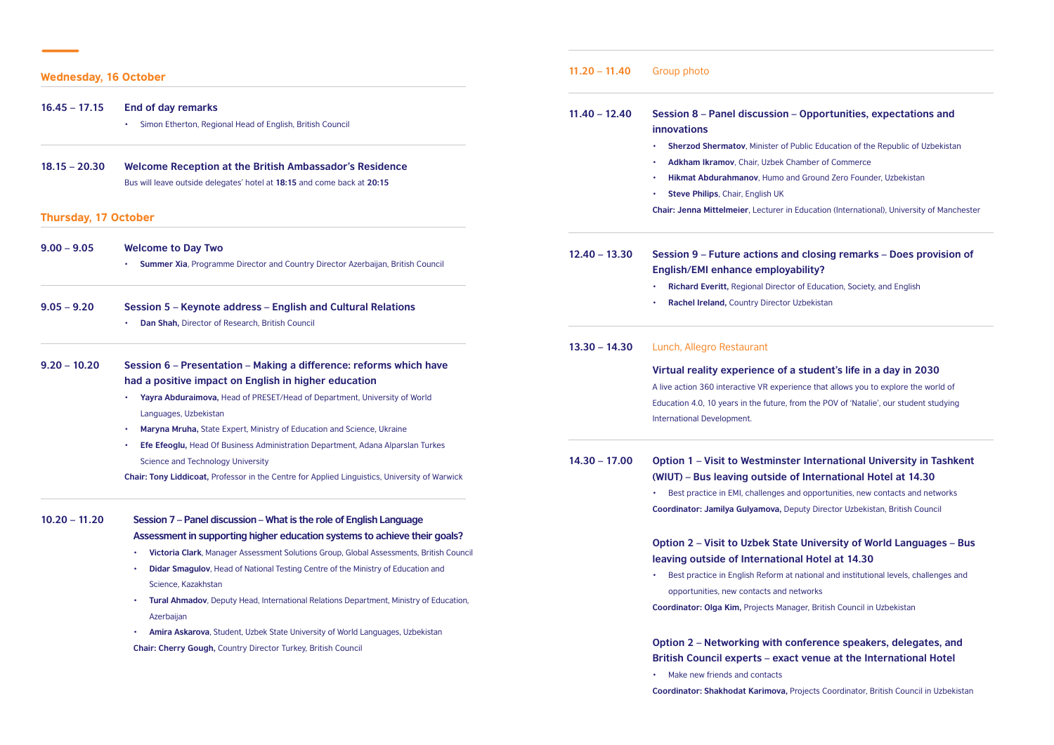## Wednesday, 16 October

**16.45 – 17.15** **End of day remarks**

- Simon Etherton, Regional Head of English, British Council

**18.15 – 20.30** **Welcome Reception at the British Ambassador's Residence**

Bus will leave outside delegates' hotel at **18:15** and come back at **20:15**

## Thursday, 17 October

**9.00 – 9.05** **Welcome to Day Two**

- **Summer Xia**, Programme Director and Country Director Azerbaijan, British Council

**9.05 – 9.20** **Session 5 – Keynote address – English and Cultural Relations**

- **Dan Shah,** Director of Research, British Council

**9.20 – 10.20** **Session 6 – Presentation – Making a difference: reforms which have had a positive impact on English in higher education**

- **Yayra Abduraimova,** Head of PRESET/Head of Department, University of World Languages, Uzbekistan
- **Maryna Mruha,** State Expert, Ministry of Education and Science, Ukraine
- **Efe Efeoglu,** Head Of Business Administration Department, Adana Alparslan Turkes Science and Technology University

**Chair: Tony Liddicoat,** Professor in the Centre for Applied Linguistics, University of Warwick

**10.20 – 11.20** **Session 7 – Panel discussion – What is the role of English Language Assessment in supporting higher education systems to achieve their goals?**

- **Victoria Clark**, Manager Assessment Solutions Group, Global Assessments, British Council
- **Didar Smagulov**, Head of National Testing Centre of the Ministry of Education and Science, Kazakhstan
- **Tural Ahmadov**, Deputy Head, International Relations Department, Ministry of Education, Azerbaijan
- **Amira Askarova**, Student, Uzbek State University of World Languages, Uzbekistan

**Chair: Cherry Gough,** Country Director Turkey, British Council

**11.20 – 11.40** Group photo

**11.40 – 12.40** **Session 8 – Panel discussion – Opportunities, expectations and innovations**

- **Sherzod Shermatov**, Minister of Public Education of the Republic of Uzbekistan
- **Adkham Ikramov**, Chair, Uzbek Chamber of Commerce
- **Hikmat Abdurahmanov**, Humo and Ground Zero Founder, Uzbekistan
- **Steve Philips**, Chair, English UK

**Chair: Jenna Mittelmeier**, Lecturer in Education (International), University of Manchester

**12.40 – 13.30** **Session 9 – Future actions and closing remarks – Does provision of English/EMI enhance employability?**

- **Richard Everitt,** Regional Director of Education, Society, and English
- **Rachel Ireland,** Country Director Uzbekistan

**13.30 – 14.30** Lunch, Allegro Restaurant

**Virtual reality experience of a student's life in a day in 2030**

A live action 360 interactive VR experience that allows you to explore the world of Education 4.0, 10 years in the future, from the POV of 'Natalie', our student studying International Development.

**14.30 – 17.00** **Option 1 – Visit to Westminster International University in Tashkent (WIUT) – Bus leaving outside of International Hotel at 14.30**

- Best practice in EMI, challenges and opportunities, new contacts and networks

**Coordinator: Jamilya Gulyamova,** Deputy Director Uzbekistan, British Council

**Option 2 – Visit to Uzbek State University of World Languages – Bus leaving outside of International Hotel at 14.30**

- Best practice in English Reform at national and institutional levels, challenges and opportunities, new contacts and networks

**Coordinator: Olga Kim,** Projects Manager, British Council in Uzbekistan

**Option 2 – Networking with conference speakers, delegates, and British Council experts – exact venue at the International Hotel**

- Make new friends and contacts

**Coordinator: Shakhodat Karimova,** Projects Coordinator, British Council in Uzbekistan